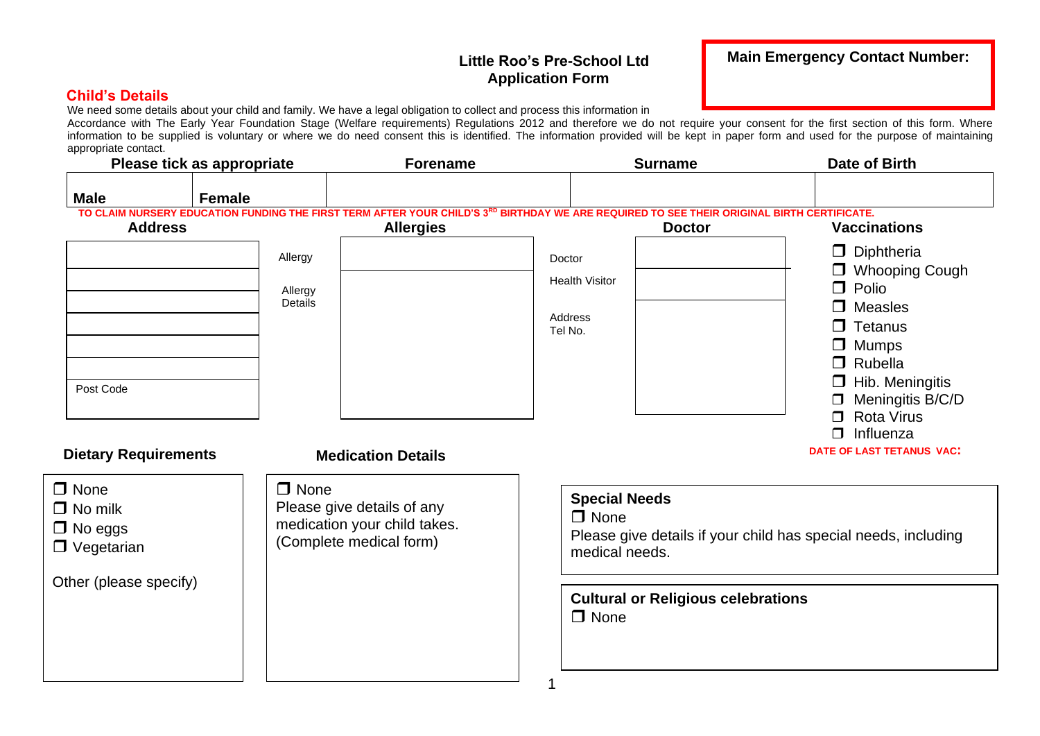# Little Roo's Pre-School Ltd
## Application Form

**Main Emergency Contact Number:**

## Child's Details

We need some details about your child and family. We have a legal obligation to collect and process this information in Accordance with The Early Year Foundation Stage (Welfare requirements) Regulations 2012 and therefore we do not require your consent for the first section of this form. Where information to be supplied is voluntary or where we do need consent this is identified. The information provided will be kept in paper form and used for the purpose of maintaining appropriate contact.

| Please tick as appropriate | | Forename | Surname | Date of Birth |
|---|---|---|---|---|
| Male | Female | | | |

**TO CLAIM NURSERY EDUCATION FUNDING THE FIRST TERM AFTER YOUR CHILD'S 3RD BIRTHDAY WE ARE REQUIRED TO SEE THEIR ORIGINAL BIRTH CERTIFICATE.**

### Address

| |
|---|
| |
| |
| |
| |
| |
| Post Code |

### Allergies

| | |
|---|---|
| Allergy | |
| Allergy Details | |

### Doctor

| | |
|---|---|
| Doctor | |
| Health Visitor | |
| Address Tel No. | |

### Vaccinations

- ❒ Diphtheria
- ❒ Whooping Cough
- ❒ Polio
- ❒ Measles
- ❒ Tetanus
- ❒ Mumps
- ❒ Rubella
- ❒ Hib. Meningitis
- ❒ Meningitis B/C/D
- ❒ Rota Virus
- ❒ Influenza

**DATE OF LAST TETANUS VAC:**

### Dietary Requirements

- ❒ None
- ❒ No milk
- ❒ No eggs
- ❒ Vegetarian

Other (please specify)

### Medication Details

❒ None

Please give details of any medication your child takes. (Complete medical form)

### Special Needs

❒ None

Please give details if your child has special needs, including medical needs.

### Cultural or Religious celebrations

❒ None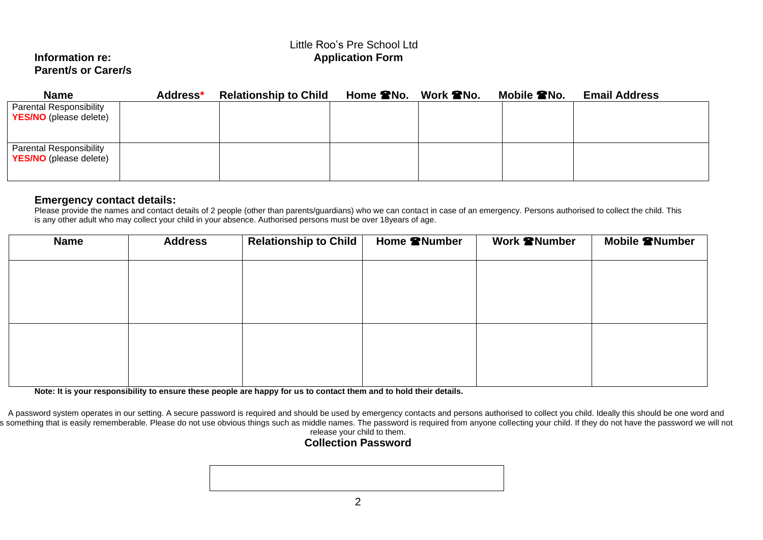Little Roo's Pre School Ltd
**Application Form**

**Information re:**
**Parent/s or Carer/s**

| Name | Address* | Relationship to Child | Home ☎No. | Work ☎No. | Mobile ☎No. | Email Address |
|---|---|---|---|---|---|---|
| Parental Responsibility **YES/NO** (please delete) | | | | | | |
| Parental Responsibility **YES/NO** (please delete) | | | | | | |

## Emergency contact details:

Please provide the names and contact details of 2 people (other than parents/guardians) who we can contact in case of an emergency. Persons authorised to collect the child. This is any other adult who may collect your child in your absence. Authorised persons must be over 18years of age.

| Name | Address | Relationship to Child | Home ☎Number | Work ☎Number | Mobile ☎Number |
|---|---|---|---|---|---|
| | | | | | |
| | | | | | |

**Note: It is your responsibility to ensure these people are happy for us to contact them and to hold their details.**

A password system operates in our setting. A secure password is required and should be used by emergency contacts and persons authorised to collect you child. Ideally this should be one word and s something that is easily rememberable. Please do not use obvious things such as middle names. The password is required from anyone collecting your child. If they do not have the password we will not release your child to them.

**Collection Password**

| |
|---|
| |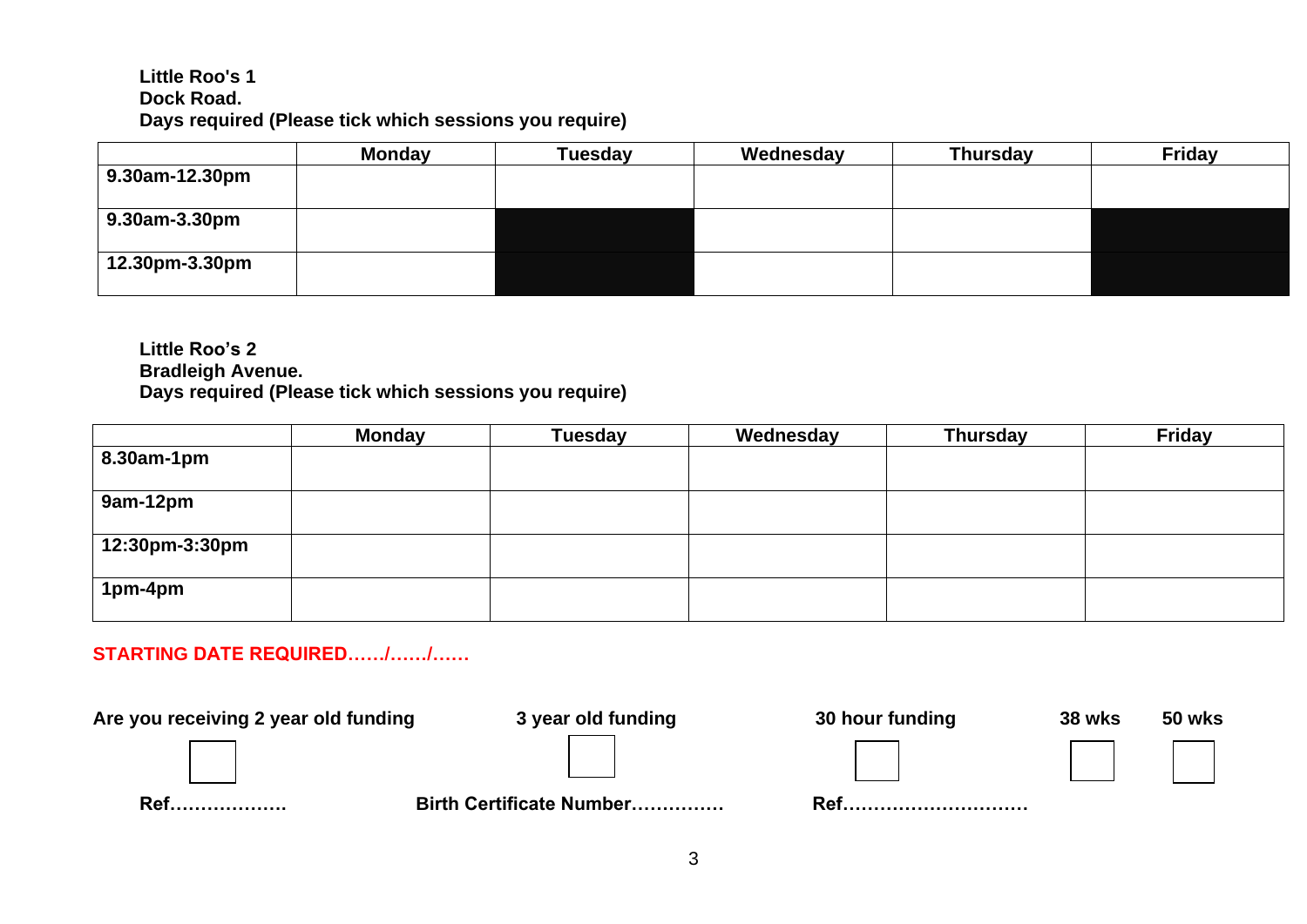**Little Roo's 1**
**Dock Road.**
**Days required (Please tick which sessions you require)**

| | Monday | Tuesday | Wednesday | Thursday | Friday |
|---|---|---|---|---|---|
| 9.30am-12.30pm | | | | | |
| 9.30am-3.30pm | | | | | |
| 12.30pm-3.30pm | | | | | |

**Little Roo's 2**
**Bradleigh Avenue.**
**Days required (Please tick which sessions you require)**

| | Monday | Tuesday | Wednesday | Thursday | Friday |
|---|---|---|---|---|---|
| 8.30am-1pm | | | | | |
| 9am-12pm | | | | | |
| 12:30pm-3:30pm | | | | | |
| 1pm-4pm | | | | | |

**STARTING DATE REQUIRED……/……/……**

**Are you receiving 2 year old funding** ☐ **3 year old funding** ☐ **30 hour funding** ☐ **38 wks** ☐ **50 wks** ☐

**Ref………………** **Birth Certificate Number……………** **Ref…………………………**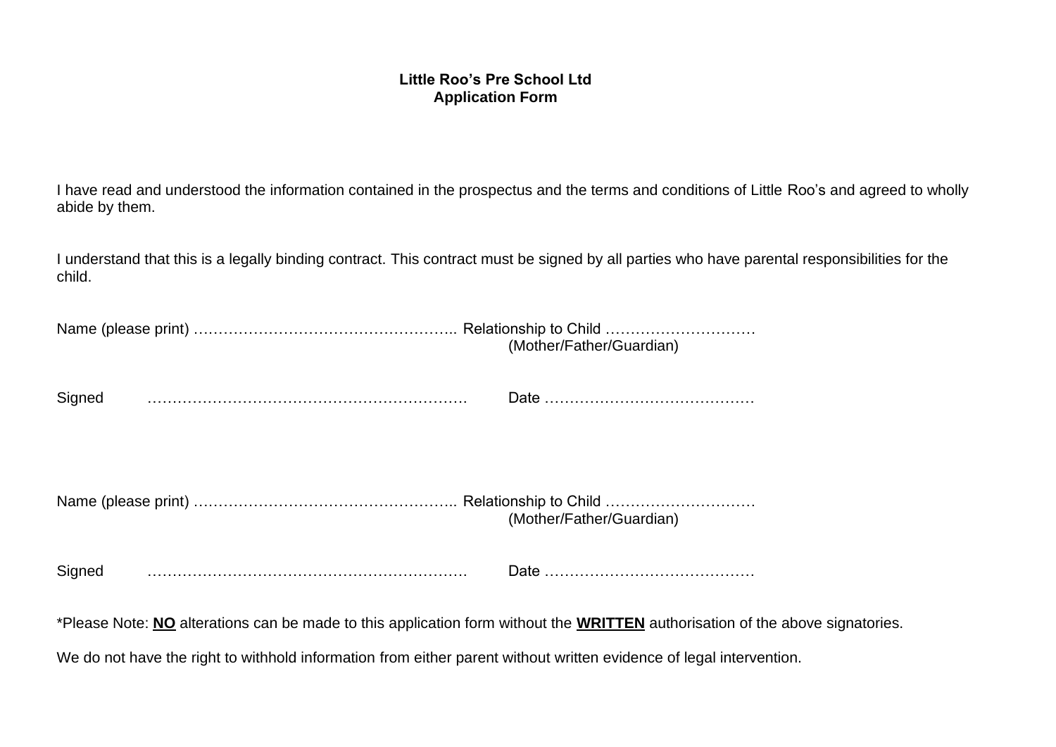**Little Roo's Pre School Ltd**
**Application Form**

I have read and understood the information contained in the prospectus and the terms and conditions of Little Roo's and agreed to wholly abide by them.

I understand that this is a legally binding contract. This contract must be signed by all parties who have parental responsibilities for the child.

Name (please print) …………………………………………….. Relationship to Child …………………………
(Mother/Father/Guardian)

Signed ……………………………………………………… Date ……………………………………

Name (please print) …………………………………………….. Relationship to Child …………………………
(Mother/Father/Guardian)

Signed ……………………………………………………… Date ……………………………………

*Please Note: **NO** alterations can be made to this application form without the **WRITTEN** authorisation of the above signatories.

We do not have the right to withhold information from either parent without written evidence of legal intervention.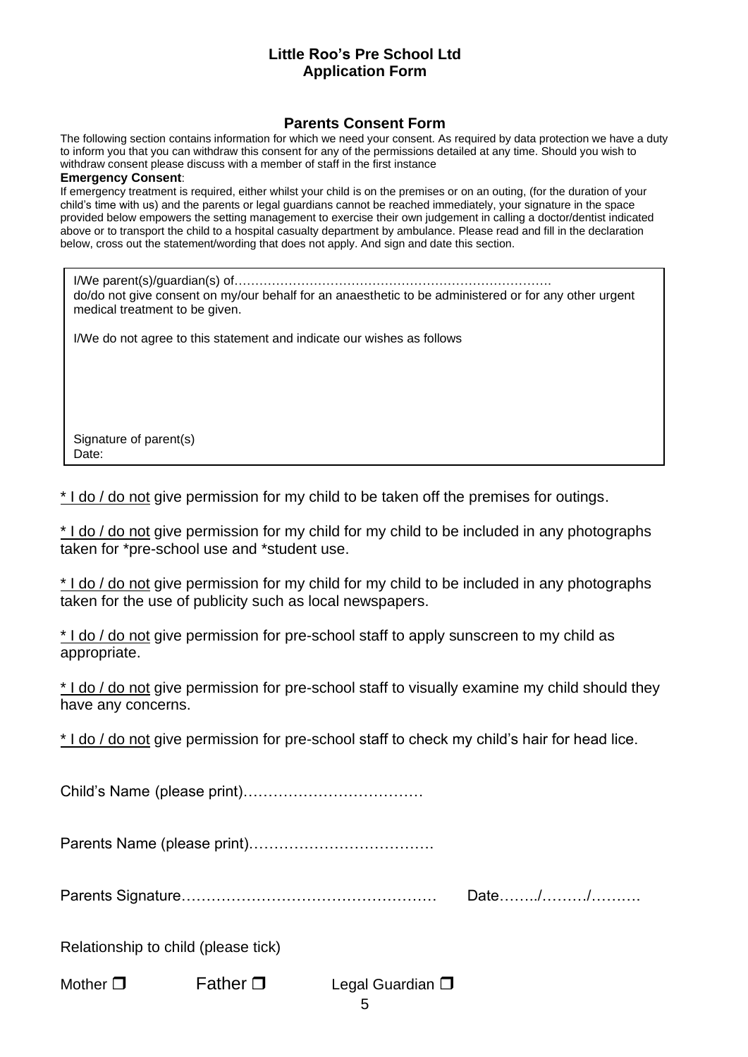**Little Roo's Pre School Ltd**
**Application Form**

## Parents Consent Form

The following section contains information for which we need your consent. As required by data protection we have a duty to inform you that you can withdraw this consent for any of the permissions detailed at any time. Should you wish to withdraw consent please discuss with a member of staff in the first instance

**Emergency Consent**:

If emergency treatment is required, either whilst your child is on the premises or on an outing, (for the duration of your child's time with us) and the parents or legal guardians cannot be reached immediately, your signature in the space provided below empowers the setting management to exercise their own judgement in calling a doctor/dentist indicated above or to transport the child to a hospital casualty department by ambulance. Please read and fill in the declaration below, cross out the statement/wording that does not apply. And sign and date this section.

I/We parent(s)/guardian(s) of…………………………………………………………………
do/do not give consent on my/our behalf for an anaesthetic to be administered or for any other urgent medical treatment to be given.

I/We do not agree to this statement and indicate our wishes as follows

Signature of parent(s)
Date:

<u>* I do / do not</u> give permission for my child to be taken off the premises for outings.

<u>* I do / do not</u> give permission for my child for my child to be included in any photographs taken for *pre-school use and *student use.

<u>* I do / do not</u> give permission for my child for my child to be included in any photographs taken for the use of publicity such as local newspapers.

<u>* I do / do not</u> give permission for pre-school staff to apply sunscreen to my child as appropriate.

<u>* I do / do not</u> give permission for pre-school staff to visually examine my child should they have any concerns.

<u>* I do / do not</u> give permission for pre-school staff to check my child's hair for head lice.

Child's Name (please print)………………………………

Parents Name (please print)……………………………….

Parents Signature……………………………………………  Date……../………/……….

Relationship to child (please tick)

Mother ☐  Father ☐  Legal Guardian ☐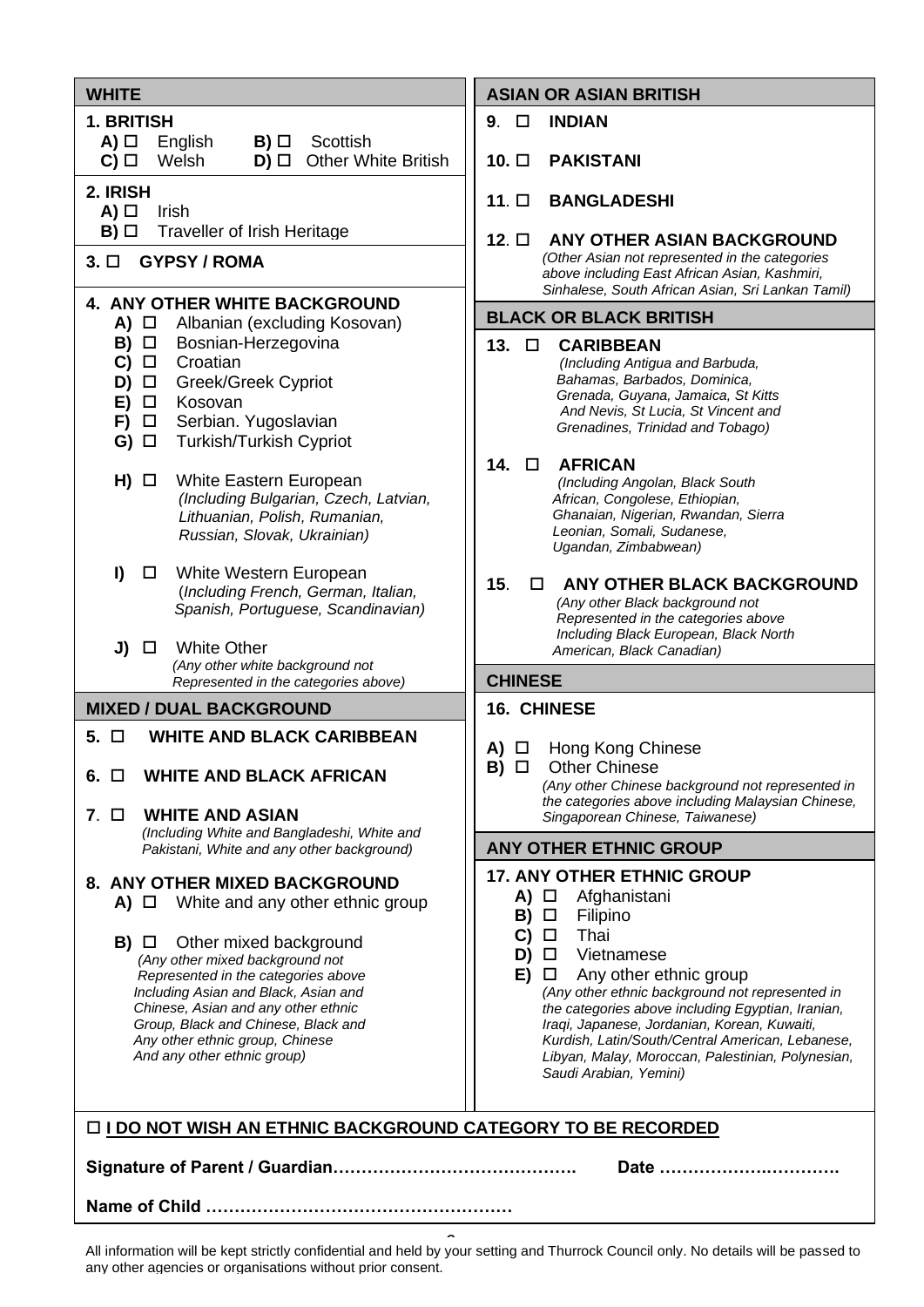## WHITE

**1. BRITISH**

- **A)** ☐ English
- **B)** ☐ Scottish
- **C)** ☐ Welsh
- **D)** ☐ Other White British

**2. IRISH**

- **A)** ☐ Irish
- **B)** ☐ Traveller of Irish Heritage

**3.** ☐ **GYPSY / ROMA**

**4. ANY OTHER WHITE BACKGROUND**

- **A)** ☐ Albanian (excluding Kosovan)
- **B)** ☐ Bosnian-Herzegovina
- **C)** ☐ Croatian
- **D)** ☐ Greek/Greek Cypriot
- **E)** ☐ Kosovan
- **F)** ☐ Serbian. Yugoslavian
- **G)** ☐ Turkish/Turkish Cypriot
- **H)** ☐ White Eastern European *(Including Bulgarian, Czech, Latvian, Lithuanian, Polish, Rumanian, Russian, Slovak, Ukrainian)*
- **I)** ☐ White Western European *(Including French, German, Italian, Spanish, Portuguese, Scandinavian)*
- **J)** ☐ White Other *(Any other white background not Represented in the categories above)*

## MIXED / DUAL BACKGROUND

**5.** ☐ **WHITE AND BLACK CARIBBEAN**

**6.** ☐ **WHITE AND BLACK AFRICAN**

**7.** ☐ **WHITE AND ASIAN**
*(Including White and Bangladeshi, White and Pakistani, White and any other background)*

**8. ANY OTHER MIXED BACKGROUND**

- **A)** ☐ White and any other ethnic group
- **B)** ☐ Other mixed background *(Any other mixed background not Represented in the categories above Including Asian and Black, Asian and Chinese, Asian and any other ethnic Group, Black and Chinese, Black and Any other ethnic group, Chinese And any other ethnic group)*

## ASIAN OR ASIAN BRITISH

**9.** ☐ **INDIAN**

**10.** ☐ **PAKISTANI**

**11.** ☐ **BANGLADESHI**

**12.** ☐ **ANY OTHER ASIAN BACKGROUND**
*(Other Asian not represented in the categories above including East African Asian, Kashmiri, Sinhalese, South African Asian, Sri Lankan Tamil)*

## BLACK OR BLACK BRITISH

**13.** ☐ **CARIBBEAN**
*(Including Antigua and Barbuda, Bahamas, Barbados, Dominica, Grenada, Guyana, Jamaica, St Kitts And Nevis, St Lucia, St Vincent and Grenadines, Trinidad and Tobago)*

**14.** ☐ **AFRICAN**
*(Including Angolan, Black South African, Congolese, Ethiopian, Ghanaian, Nigerian, Rwandan, Sierra Leonian, Somali, Sudanese, Ugandan, Zimbabwean)*

**15.** ☐ **ANY OTHER BLACK BACKGROUND**
*(Any other Black background not Represented in the categories above Including Black European, Black North American, Black Canadian)*

## CHINESE

**16. CHINESE**

- **A)** ☐ Hong Kong Chinese
- **B)** ☐ Other Chinese *(Any other Chinese background not represented in the categories above including Malaysian Chinese, Singaporean Chinese, Taiwanese)*

## ANY OTHER ETHNIC GROUP

**17. ANY OTHER ETHNIC GROUP**

- **A)** ☐ Afghanistani
- **B)** ☐ Filipino
- **C)** ☐ Thai
- **D)** ☐ Vietnamese
- **E)** ☐ Any other ethnic group *(Any other ethnic background not represented in the categories above including Egyptian, Iranian, Iraqi, Japanese, Jordanian, Korean, Kuwaiti, Kurdish, Latin/South/Central American, Lebanese, Libyan, Malay, Moroccan, Palestinian, Polynesian, Saudi Arabian, Yemini)*

☐ **I DO NOT WISH AN ETHNIC BACKGROUND CATEGORY TO BE RECORDED**

**Signature of Parent / Guardian…………………………………….** **Date ……………….………….**

**Name of Child ………………………………………………**

All information will be kept strictly confidential and held by your setting and Thurrock Council only. No details will be passed to any other agencies or organisations without prior consent.